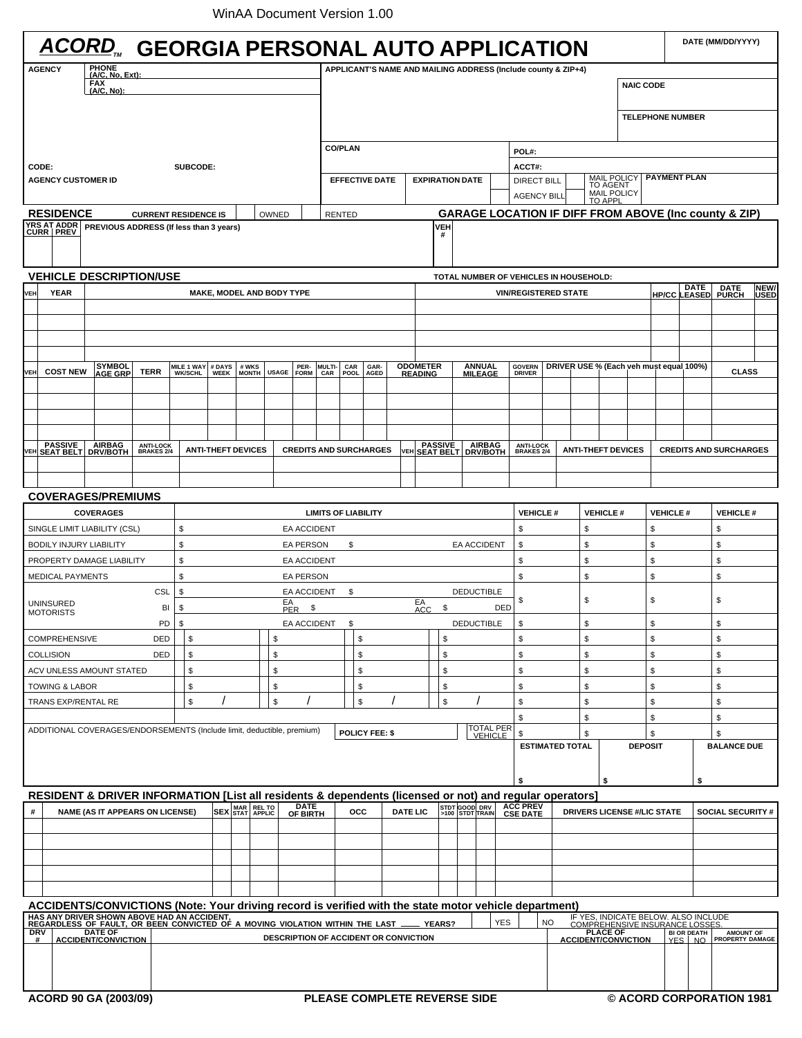WinAA Document Version 1.00

# ACORD™ GEORGIA PERSONAL AUTO APPLICATION

DATE (MM/DD/YYYY)

| AGENCY | PHONE (A/C, No, Ext): FAX (A/C, No): | APPLICANT'S NAME AND MAILING ADDRESS (Include county & ZIP+4) | NAIC CODE |
|---|---|---|---|
| | | | TELEPHONE NUMBER |
| CODE: | SUBCODE: | CO/PLAN | POL#: |
| | | | ACCT#: |
| AGENCY CUSTOMER ID | | EFFECTIVE DATE / EXPIRATION DATE | DIRECT BILL / AGENCY BILL / MAIL POLICY TO AGENT / MAIL POLICY TO APPL / PAYMENT PLAN |

## RESIDENCE

CURRENT RESIDENCE IS ☐ OWNED ☐ RENTED

GARAGE LOCATION IF DIFF FROM ABOVE (Inc county & ZIP)

| YRS AT ADDR CURR | YRS AT ADDR PREV | PREVIOUS ADDRESS (If less than 3 years) | VEH # | |
|---|---|---|---|---|
| | | | | |

## VEHICLE DESCRIPTION/USE

TOTAL NUMBER OF VEHICLES IN HOUSEHOLD:

| VEH | YEAR | MAKE, MODEL AND BODY TYPE | VIN/REGISTERED STATE | HP/CC | DATE LEASED | DATE PURCH | NEW/USED |
|---|---|---|---|---|---|---|---|
| | | | | | | | |
| | | | | | | | |
| | | | | | | | |
| | | | | | | | |

| VEH | COST NEW | SYMBOL AGE GRP | TERR | MILE 1 WAY WK/SCHL | # DAYS WEEK | # WKS MONTH | USAGE | PER-FORM | MULTI-CAR | CAR POOL | GAR-AGED | ODOMETER READING | ANNUAL MILEAGE | GOVERN DRIVER | DRIVER USE % (Each veh must equal 100%) | | | | | | CLASS |
|---|---|---|---|---|---|---|---|---|---|---|---|---|---|---|---|---|---|---|---|---|---|
| | | | | | | | | | | | | | | | | | | | | | |
| | | | | | | | | | | | | | | | | | | | | | |
| | | | | | | | | | | | | | | | | | | | | | |
| | | | | | | | | | | | | | | | | | | | | | |

| VEH | PASSIVE SEAT BELT | AIRBAG DRV/BOTH | ANTI-LOCK BRAKES 2/4 | ANTI-THEFT DEVICES | CREDITS AND SURCHARGES | VEH | PASSIVE SEAT BELT | AIRBAG DRV/BOTH | ANTI-LOCK BRAKES 2/4 | ANTI-THEFT DEVICES | CREDITS AND SURCHARGES |
|---|---|---|---|---|---|---|---|---|---|---|---|
| | | | | | | | | | | | |
| | | | | | | | | | | | |

## COVERAGES/PREMIUMS

| COVERAGES | | LIMITS OF LIABILITY | | | | VEHICLE # | VEHICLE # | VEHICLE # | VEHICLE # |
|---|---|---|---|---|---|---|---|---|---|
| SINGLE LIMIT LIABILITY (CSL) | | $ | EA ACCIDENT | | | $ | $ | $ | $ |
| BODILY INJURY LIABILITY | | $ | EA PERSON | $ | EA ACCIDENT | $ | $ | $ | $ |
| PROPERTY DAMAGE LIABILITY | | $ | EA ACCIDENT | | | $ | $ | $ | $ |
| MEDICAL PAYMENTS | | $ | EA PERSON | | | $ | $ | $ | $ |
| UNINSURED MOTORISTS | CSL | $ | EA ACCIDENT | $ | DEDUCTIBLE | $ | $ | $ | $ |
| | BI | $ | EA PER | $ | EA ACC $ DED | | | | |
| | PD | $ | EA ACCIDENT | $ | DEDUCTIBLE | $ | $ | $ | $ |
| COMPREHENSIVE | DED | $ | $ | $ | $ | $ | $ | $ | $ |
| COLLISION | DED | $ | $ | $ | $ | $ | $ | $ | $ |
| ACV UNLESS AMOUNT STATED | | $ | $ | $ | $ | $ | $ | $ | $ |
| TOWING & LABOR | | $ | $ | $ | $ | $ | $ | $ | $ |
| TRANS EXP/RENTAL RE | | $ / | $ / | $ / | $ / | $ | $ | $ | $ |
| | | | | | | $ | $ | $ | $ |
| ADDITIONAL COVERAGES/ENDORSEMENTS (Include limit, deductible, premium) | | | POLICY FEE: $ | | TOTAL PER VEHICLE | $ | $ | $ | $ |
| | | | | | | ESTIMATED TOTAL $ | | DEPOSIT $ | BALANCE DUE $ |

## RESIDENT & DRIVER INFORMATION [List all residents & dependents (licensed or not) and regular operators]

| # | NAME (AS IT APPEARS ON LICENSE) | SEX | MAR STAT | REL TO APPLIC | DATE OF BIRTH | OCC | DATE LIC | STDT >100 | GOOD STDT | DRV TRAIN | ACC PREV CSE DATE | DRIVERS LICENSE #/LIC STATE | SOCIAL SECURITY # |
|---|---|---|---|---|---|---|---|---|---|---|---|---|---|
| | | | | | | | | | | | | | |
| | | | | | | | | | | | | | |
| | | | | | | | | | | | | | |
| | | | | | | | | | | | | | |
| | | | | | | | | | | | | | |

## ACCIDENTS/CONVICTIONS (Note: Your driving record is verified with the state motor vehicle department)

HAS ANY DRIVER SHOWN ABOVE HAD AN ACCIDENT, REGARDLESS OF FAULT, OR BEEN CONVICTED OF A MOVING VIOLATION WITHIN THE LAST ____ YEARS? ☐ YES ☐ NO IF YES, INDICATE BELOW. ALSO INCLUDE COMPREHENSIVE INSURANCE LOSSES.

| DRV # | DATE OF ACCIDENT/CONVICTION | DESCRIPTION OF ACCIDENT OR CONVICTION | PLACE OF ACCIDENT/CONVICTION | BI OR DEATH YES | BI OR DEATH NO | AMOUNT OF PROPERTY DAMAGE |
|---|---|---|---|---|---|---|
| | | | | | | |

ACORD 90 GA (2003/09) PLEASE COMPLETE REVERSE SIDE © ACORD CORPORATION 1981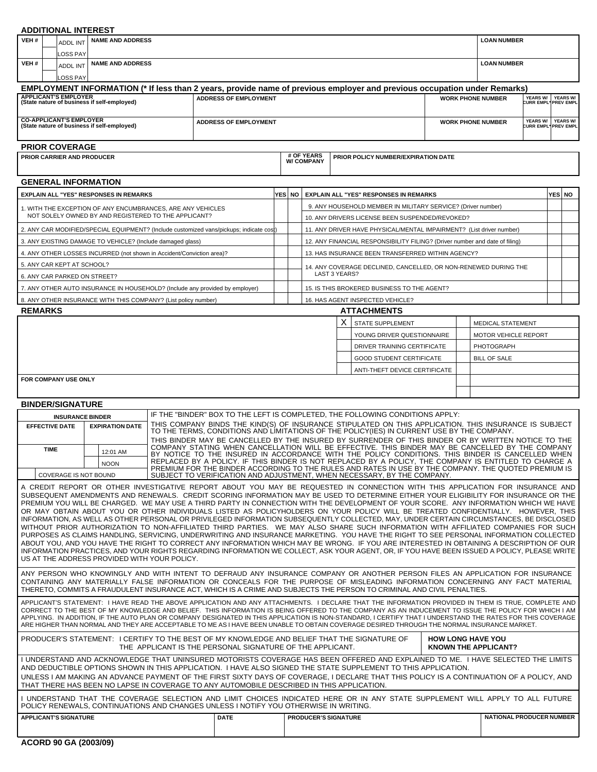## ADDITIONAL INTEREST

| VEH # | | | NAME AND ADDRESS | LOAN NUMBER |
|---|---|---|---|---|
| | | ADDL INT | | |
| | | LOSS PAY | | |
| VEH # | | ADDL INT | NAME AND ADDRESS | LOAN NUMBER |
| | | LOSS PAY | | |

## EMPLOYMENT INFORMATION (* If less than 2 years, provide name of previous employer and previous occupation under Remarks)

| APPLICANT'S EMPLOYER (State nature of business if self-employed) | ADDRESS OF EMPLOYMENT | WORK PHONE NUMBER | YEARS W/ CURR EMPL* | YEARS W/ PREV EMPL |
|---|---|---|---|---|
| | | | | |
| **CO-APPLICANT'S EMPLOYER (State nature of business if self-employed)** | **ADDRESS OF EMPLOYMENT** | **WORK PHONE NUMBER** | **YEARS W/ CURR EMPL*** | **YEARS W/ PREV EMPL** |
| | | | | |

## PRIOR COVERAGE

| PRIOR CARRIER AND PRODUCER | # OF YEARS W/ COMPANY | PRIOR POLICY NUMBER/EXPIRATION DATE |
|---|---|---|
| | | |

## GENERAL INFORMATION

| EXPLAIN ALL "YES" RESPONSES IN REMARKS | YES | NO | EXPLAIN ALL "YES" RESPONSES IN REMARKS | YES | NO |
|---|---|---|---|---|---|
| 1. WITH THE EXCEPTION OF ANY ENCUMBRANCES, ARE ANY VEHICLES NOT SOLELY OWNED BY AND REGISTERED TO THE APPLICANT? | | | 9. ANY HOUSEHOLD MEMBER IN MILITARY SERVICE? (Driver number) | | |
| | | | 10. ANY DRIVERS LICENSE BEEN SUSPENDED/REVOKED? | | |
| 2. ANY CAR MODIFIED/SPECIAL EQUIPMENT? (Include customized vans/pickups; indicate cost) | | | 11. ANY DRIVER HAVE PHYSICAL/MENTAL IMPAIRMENT? (List driver number) | | |
| 3. ANY EXISTING DAMAGE TO VEHICLE? (Include damaged glass) | | | 12. ANY FINANCIAL RESPONSIBILITY FILING? (Driver number and date of filing) | | |
| 4. ANY OTHER LOSSES INCURRED (not shown in Accident/Conviction area)? | | | 13. HAS INSURANCE BEEN TRANSFERRED WITHIN AGENCY? | | |
| 5. ANY CAR KEPT AT SCHOOL? | | | 14. ANY COVERAGE DECLINED, CANCELLED, OR NON-RENEWED DURING THE LAST 3 YEARS? | | |
| 6. ANY CAR PARKED ON STREET? | | | | | |
| 7. ANY OTHER AUTO INSURANCE IN HOUSEHOLD? (Include any provided by employer) | | | 15. IS THIS BROKERED BUSINESS TO THE AGENT? | | |
| 8. ANY OTHER INSURANCE WITH THIS COMPANY? (List policy number) | | | 16. HAS AGENT INSPECTED VEHICLE? | | |

## REMARKS

## ATTACHMENTS

| | | | |
|---|---|---|---|
| X | STATE SUPPLEMENT | | MEDICAL STATEMENT |
| | YOUNG DRIVER QUESTIONNAIRE | | MOTOR VEHICLE REPORT |
| | DRIVER TRAINING CERTIFICATE | | PHOTOGRAPH |
| | GOOD STUDENT CERTIFICATE | | BILL OF SALE |
| | ANTI-THEFT DEVICE CERTIFICATE | | |

**FOR COMPANY USE ONLY**

## BINDER/SIGNATURE

| INSURANCE BINDER | | |
|---|---|---|
| EFFECTIVE DATE | EXPIRATION DATE | |
| | | |
| TIME | | 12:01 AM |
| | | NOON |
| COVERAGE IS NOT BOUND | | |

IF THE "BINDER" BOX TO THE LEFT IS COMPLETED, THE FOLLOWING CONDITIONS APPLY:
THIS COMPANY BINDS THE KIND(S) OF INSURANCE STIPULATED ON THIS APPLICATION. THIS INSURANCE IS SUBJECT TO THE TERMS, CONDITIONS AND LIMITATIONS OF THE POLICY(IES) IN CURRENT USE BY THE COMPANY.
THIS BINDER MAY BE CANCELLED BY THE INSURED BY SURRENDER OF THIS BINDER OR BY WRITTEN NOTICE TO THE COMPANY STATING WHEN CANCELLATION WILL BE EFFECTIVE. THIS BINDER MAY BE CANCELLED BY THE COMPANY BY NOTICE TO THE INSURED IN ACCORDANCE WITH THE POLICY CONDITIONS. THIS BINDER IS CANCELLED WHEN REPLACED BY A POLICY. IF THIS BINDER IS NOT REPLACED BY A POLICY, THE COMPANY IS ENTITLED TO CHARGE A PREMIUM FOR THE BINDER ACCORDING TO THE RULES AND RATES IN USE BY THE COMPANY. THE QUOTED PREMIUM IS SUBJECT TO VERIFICATION AND ADJUSTMENT, WHEN NECESSARY, BY THE COMPANY.

A CREDIT REPORT OR OTHER INVESTIGATIVE REPORT ABOUT YOU MAY BE REQUESTED IN CONNECTION WITH THIS APPLICATION FOR INSURANCE AND SUBSEQUENT AMENDMENTS AND RENEWALS. CREDIT SCORING INFORMATION MAY BE USED TO DETERMINE EITHER YOUR ELIGIBILITY FOR INSURANCE OR THE PREMIUM YOU WILL BE CHARGED. WE MAY USE A THIRD PARTY IN CONNECTION WITH THE DEVELOPMENT OF YOUR SCORE. ANY INFORMATION WHICH WE HAVE OR MAY OBTAIN ABOUT YOU OR OTHER INDIVIDUALS LISTED AS POLICYHOLDERS ON YOUR POLICY WILL BE TREATED CONFIDENTIALLY. HOWEVER, THIS INFORMATION, AS WELL AS OTHER PERSONAL OR PRIVILEGED INFORMATION SUBSEQUENTLY COLLECTED, MAY, UNDER CERTAIN CIRCUMSTANCES, BE DISCLOSED WITHOUT PRIOR AUTHORIZATION TO NON-AFFILIATED THIRD PARTIES. WE MAY ALSO SHARE SUCH INFORMATION WITH AFFILIATED COMPANIES FOR SUCH PURPOSES AS CLAIMS HANDLING, SERVICING, UNDERWRITING AND INSURANCE MARKETING. YOU HAVE THE RIGHT TO SEE PERSONAL INFORMATION COLLECTED ABOUT YOU, AND YOU HAVE THE RIGHT TO CORRECT ANY INFORMATION WHICH MAY BE WRONG. IF YOU ARE INTERESTED IN OBTAINING A DESCRIPTION OF OUR INFORMATION PRACTICES, AND YOUR RIGHTS REGARDING INFORMATION WE COLLECT, ASK YOUR AGENT, OR, IF YOU HAVE BEEN ISSUED A POLICY, PLEASE WRITE US AT THE ADDRESS PROVIDED WITH YOUR POLICY.

ANY PERSON WHO KNOWINGLY AND WITH INTENT TO DEFRAUD ANY INSURANCE COMPANY OR ANOTHER PERSON FILES AN APPLICATION FOR INSURANCE CONTAINING ANY MATERIALLY FALSE INFORMATION OR CONCEALS FOR THE PURPOSE OF MISLEADING INFORMATION CONCERNING ANY FACT MATERIAL THERETO, COMMITS A FRAUDULENT INSURANCE ACT, WHICH IS A CRIME AND SUBJECTS THE PERSON TO CRIMINAL AND CIVIL PENALTIES.

APPLICANT'S STATEMENT: I HAVE READ THE ABOVE APPLICATION AND ANY ATTACHMENTS. I DECLARE THAT THE INFORMATION PROVIDED IN THEM IS TRUE, COMPLETE AND CORRECT TO THE BEST OF MY KNOWLEDGE AND BELIEF. THIS INFORMATION IS BEING OFFERED TO THE COMPANY AS AN INDUCEMENT TO ISSUE THE POLICY FOR WHICH I AM APPLYING. IN ADDITION, IF THE AUTO PLAN OR COMPANY DESIGNATED IN THIS APPLICATION IS NON-STANDARD, I CERTIFY THAT I UNDERSTAND THE RATES FOR THIS COVERAGE ARE HIGHER THAN NORMAL AND THEY ARE ACCEPTABLE TO ME AS I HAVE BEEN UNABLE TO OBTAIN COVERAGE DESIRED THROUGH THE NORMAL INSURANCE MARKET.

PRODUCER'S STATEMENT: I CERTIFY TO THE BEST OF MY KNOWLEDGE AND BELIEF THAT THE SIGNATURE OF THE APPLICANT IS THE PERSONAL SIGNATURE OF THE APPLICANT.

**HOW LONG HAVE YOU KNOWN THE APPLICANT?**

I UNDERSTAND AND ACKNOWLEDGE THAT UNINSURED MOTORISTS COVERAGE HAS BEEN OFFERED AND EXPLAINED TO ME. I HAVE SELECTED THE LIMITS AND DEDUCTIBLE OPTIONS SHOWN IN THIS APPLICATION. I HAVE ALSO SIGNED THE STATE SUPPLEMENT TO THIS APPLICATION.
UNLESS I AM MAKING AN ADVANCE PAYMENT OF THE FIRST SIXTY DAYS OF COVERAGE, I DECLARE THAT THIS POLICY IS A CONTINUATION OF A POLICY, AND THAT THERE HAS BEEN NO LAPSE IN COVERAGE TO ANY AUTOMOBILE DESCRIBED IN THIS APPLICATION.

I UNDERSTAND THAT THE COVERAGE SELECTION AND LIMIT CHOICES INDICATED HERE OR IN ANY STATE SUPPLEMENT WILL APPLY TO ALL FUTURE POLICY RENEWALS, CONTINUATIONS AND CHANGES UNLESS I NOTIFY YOU OTHERWISE IN WRITING.

| APPLICANT'S SIGNATURE | DATE | PRODUCER'S SIGNATURE | NATIONAL PRODUCER NUMBER |
|---|---|---|---|
| | | | |

**ACORD 90 GA (2003/09)**